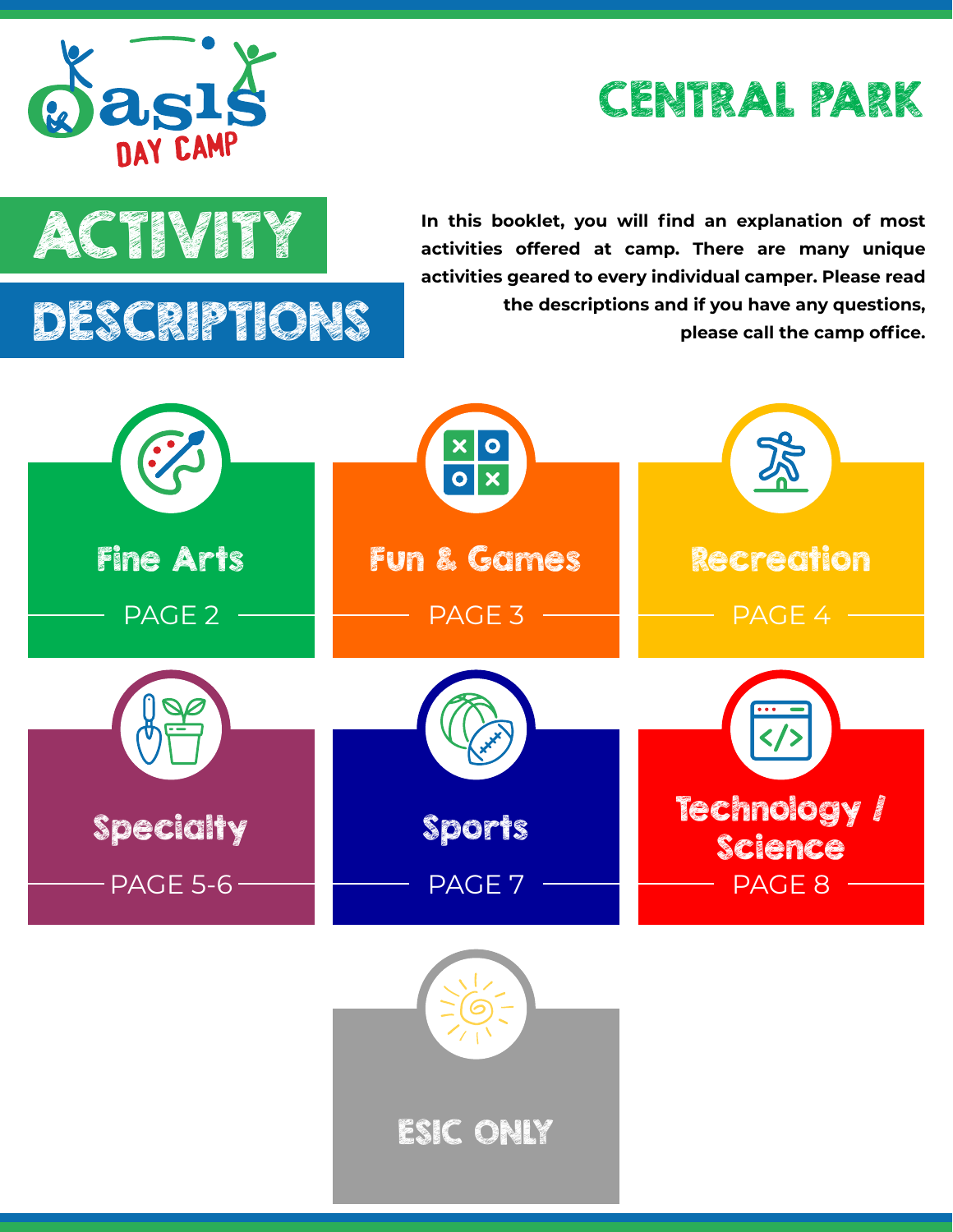Oasis DAY CAMP

# CENTRAL PARK

# ACTIVITY DESCRIPTIONS

**In this booklet, you will find an explanation of most activities offered at camp. There are many unique activities geared to every individual camper. Please read the descriptions and if you have any questions, please call the camp office.**

## Fine Arts

PAGE 2

## Fun & Games

PAGE 3

## Recreation

PAGE 4

## Specialty

PAGE 5-6

## Sports

PAGE 7

## Technology / Science

PAGE 8

## ESIC ONLY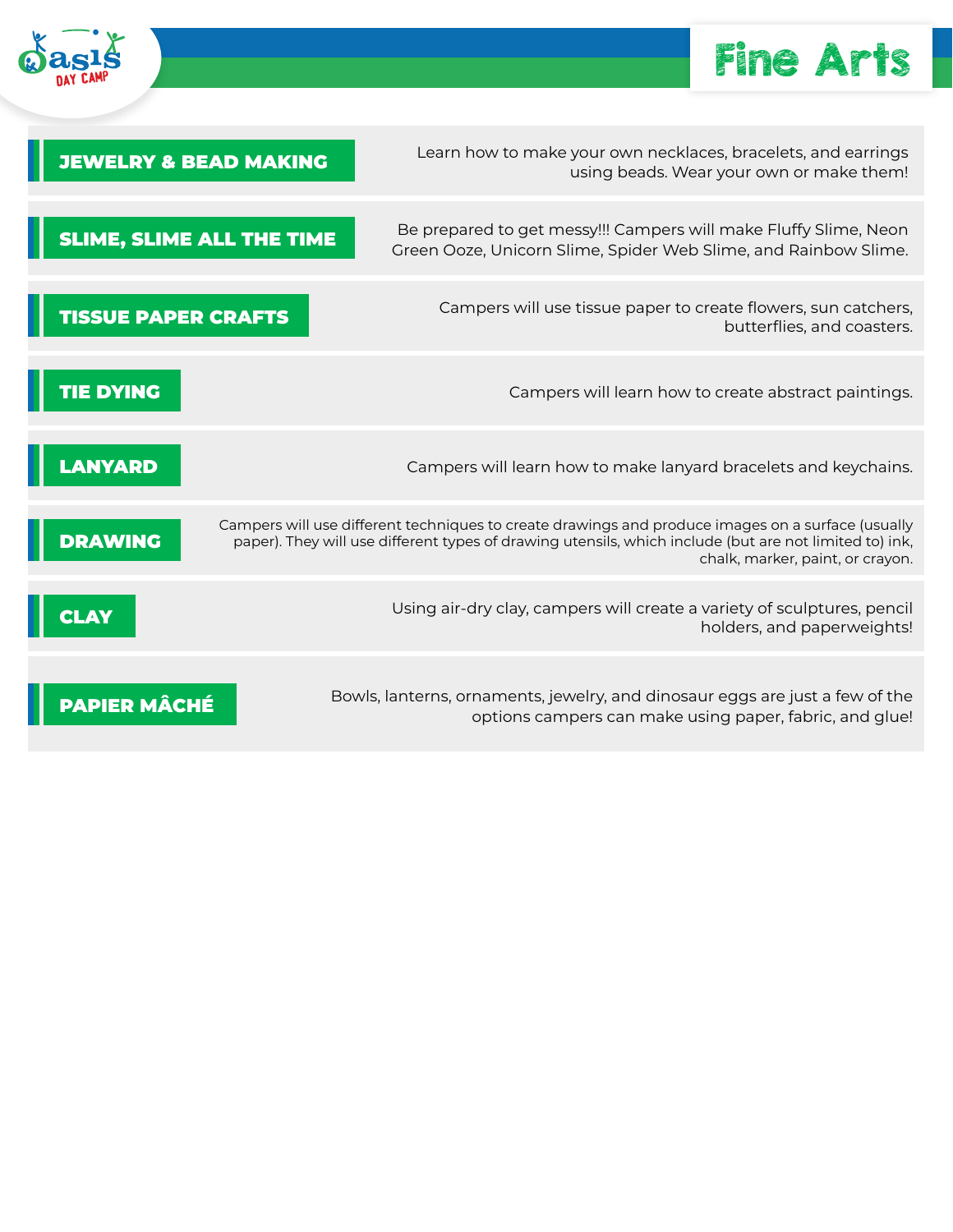# Fine Arts

## JEWELRY & BEAD MAKING

Learn how to make your own necklaces, bracelets, and earrings using beads. Wear your own or make them!

## SLIME, SLIME ALL THE TIME

Be prepared to get messy!!! Campers will make Fluffy Slime, Neon Green Ooze, Unicorn Slime, Spider Web Slime, and Rainbow Slime.

## TISSUE PAPER CRAFTS

Campers will use tissue paper to create flowers, sun catchers, butterflies, and coasters.

## TIE DYING

Campers will learn how to create abstract paintings.

## LANYARD

Campers will learn how to make lanyard bracelets and keychains.

## DRAWING

Campers will use different techniques to create drawings and produce images on a surface (usually paper). They will use different types of drawing utensils, which include (but are not limited to) ink, chalk, marker, paint, or crayon.

## CLAY

Using air-dry clay, campers will create a variety of sculptures, pencil holders, and paperweights!

## PAPIER MÂCHÉ

Bowls, lanterns, ornaments, jewelry, and dinosaur eggs are just a few of the options campers can make using paper, fabric, and glue!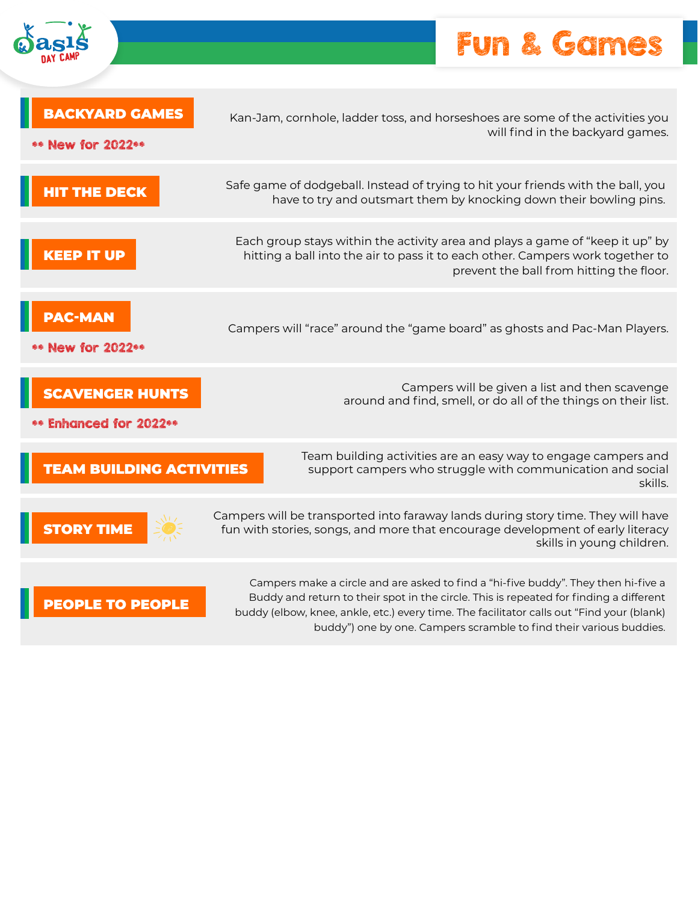# Fun & Games

## BACKYARD GAMES

** New for 2022**

Kan-Jam, cornhole, ladder toss, and horseshoes are some of the activities you will find in the backyard games.

## HIT THE DECK

Safe game of dodgeball. Instead of trying to hit your friends with the ball, you have to try and outsmart them by knocking down their bowling pins.

## KEEP IT UP

Each group stays within the activity area and plays a game of "keep it up" by hitting a ball into the air to pass it to each other. Campers work together to prevent the ball from hitting the floor.

## PAC-MAN

** New for 2022**

Campers will "race" around the "game board" as ghosts and Pac-Man Players.

## SCAVENGER HUNTS

** Enhanced for 2022**

Campers will be given a list and then scavenge around and find, smell, or do all of the things on their list.

## TEAM BUILDING ACTIVITIES

Team building activities are an easy way to engage campers and support campers who struggle with communication and social skills.

## STORY TIME

Campers will be transported into faraway lands during story time. They will have fun with stories, songs, and more that encourage development of early literacy skills in young children.

## PEOPLE TO PEOPLE

Campers make a circle and are asked to find a "hi-five buddy". They then hi-five a Buddy and return to their spot in the circle. This is repeated for finding a different buddy (elbow, knee, ankle, etc.) every time. The facilitator calls out "Find your (blank) buddy") one by one. Campers scramble to find their various buddies.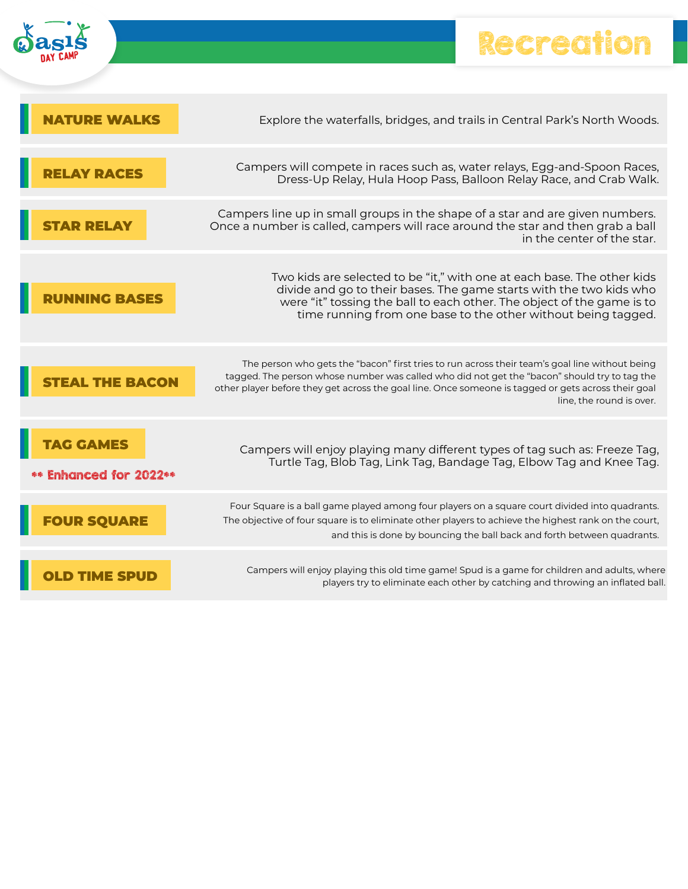# Recreation

## NATURE WALKS

Explore the waterfalls, bridges, and trails in Central Park's North Woods.

## RELAY RACES

Campers will compete in races such as, water relays, Egg-and-Spoon Races, Dress-Up Relay, Hula Hoop Pass, Balloon Relay Race, and Crab Walk.

## STAR RELAY

Campers line up in small groups in the shape of a star and are given numbers. Once a number is called, campers will race around the star and then grab a ball in the center of the star.

## RUNNING BASES

Two kids are selected to be "it," with one at each base. The other kids divide and go to their bases. The game starts with the two kids who were "it" tossing the ball to each other. The object of the game is to time running from one base to the other without being tagged.

## STEAL THE BACON

The person who gets the "bacon" first tries to run across their team's goal line without being tagged. The person whose number was called who did not get the "bacon" should try to tag the other player before they get across the goal line. Once someone is tagged or gets across their goal line, the round is over.

## TAG GAMES

** Enhanced for 2022**

Campers will enjoy playing many different types of tag such as: Freeze Tag, Turtle Tag, Blob Tag, Link Tag, Bandage Tag, Elbow Tag and Knee Tag.

## FOUR SQUARE

Four Square is a ball game played among four players on a square court divided into quadrants. The objective of four square is to eliminate other players to achieve the highest rank on the court, and this is done by bouncing the ball back and forth between quadrants.

## OLD TIME SPUD

Campers will enjoy playing this old time game! Spud is a game for children and adults, where players try to eliminate each other by catching and throwing an inflated ball.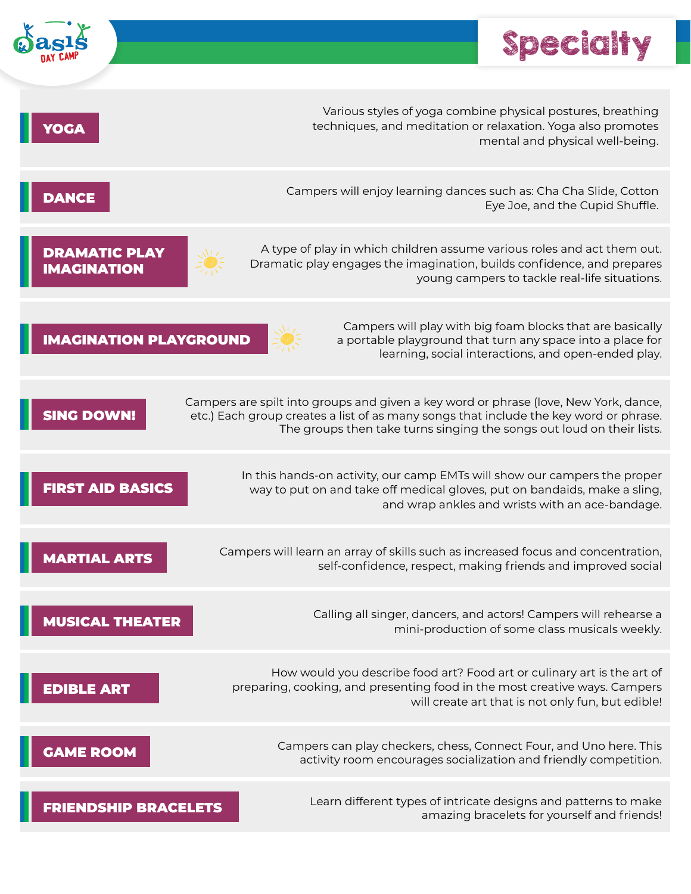# Specialty

## YOGA

Various styles of yoga combine physical postures, breathing techniques, and meditation or relaxation. Yoga also promotes mental and physical well-being.

## DANCE

Campers will enjoy learning dances such as: Cha Cha Slide, Cotton Eye Joe, and the Cupid Shuffle.

## DRAMATIC PLAY IMAGINATION

A type of play in which children assume various roles and act them out. Dramatic play engages the imagination, builds confidence, and prepares young campers to tackle real-life situations.

## IMAGINATION PLAYGROUND

Campers will play with big foam blocks that are basically a portable playground that turn any space into a place for learning, social interactions, and open-ended play.

## SING DOWN!

Campers are spilt into groups and given a key word or phrase (love, New York, dance, etc.) Each group creates a list of as many songs that include the key word or phrase. The groups then take turns singing the songs out loud on their lists.

## FIRST AID BASICS

In this hands-on activity, our camp EMTs will show our campers the proper way to put on and take off medical gloves, put on bandaids, make a sling, and wrap ankles and wrists with an ace-bandage.

## MARTIAL ARTS

Campers will learn an array of skills such as increased focus and concentration, self-confidence, respect, making friends and improved social

## MUSICAL THEATER

Calling all singer, dancers, and actors! Campers will rehearse a mini-production of some class musicals weekly.

## EDIBLE ART

How would you describe food art? Food art or culinary art is the art of preparing, cooking, and presenting food in the most creative ways. Campers will create art that is not only fun, but edible!

## GAME ROOM

Campers can play checkers, chess, Connect Four, and Uno here. This activity room encourages socialization and friendly competition.

## FRIENDSHIP BRACELETS

Learn different types of intricate designs and patterns to make amazing bracelets for yourself and friends!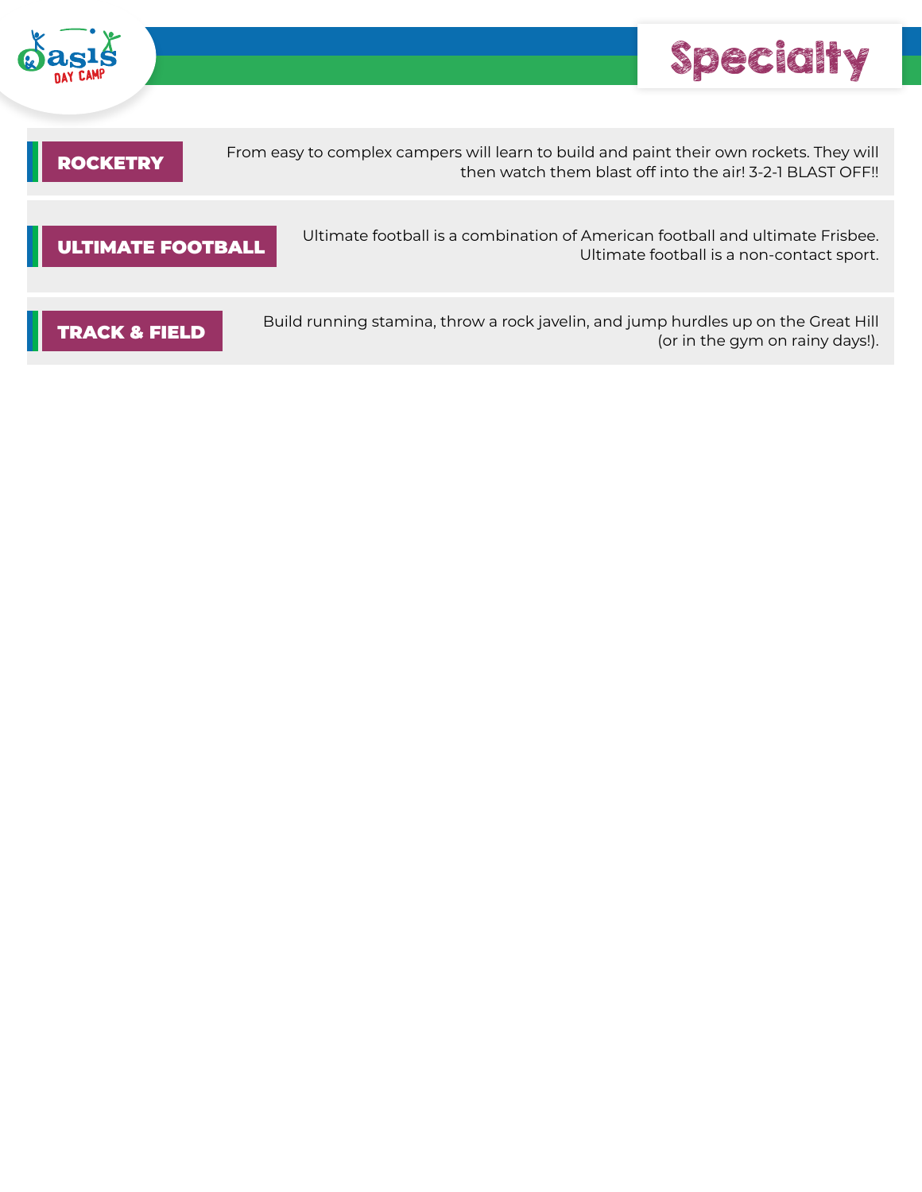# Specialty

## ROCKETRY

From easy to complex campers will learn to build and paint their own rockets. They will then watch them blast off into the air! 3-2-1 BLAST OFF!!

## ULTIMATE FOOTBALL

Ultimate football is a combination of American football and ultimate Frisbee. Ultimate football is a non-contact sport.

## TRACK & FIELD

Build running stamina, throw a rock javelin, and jump hurdles up on the Great Hill (or in the gym on rainy days!).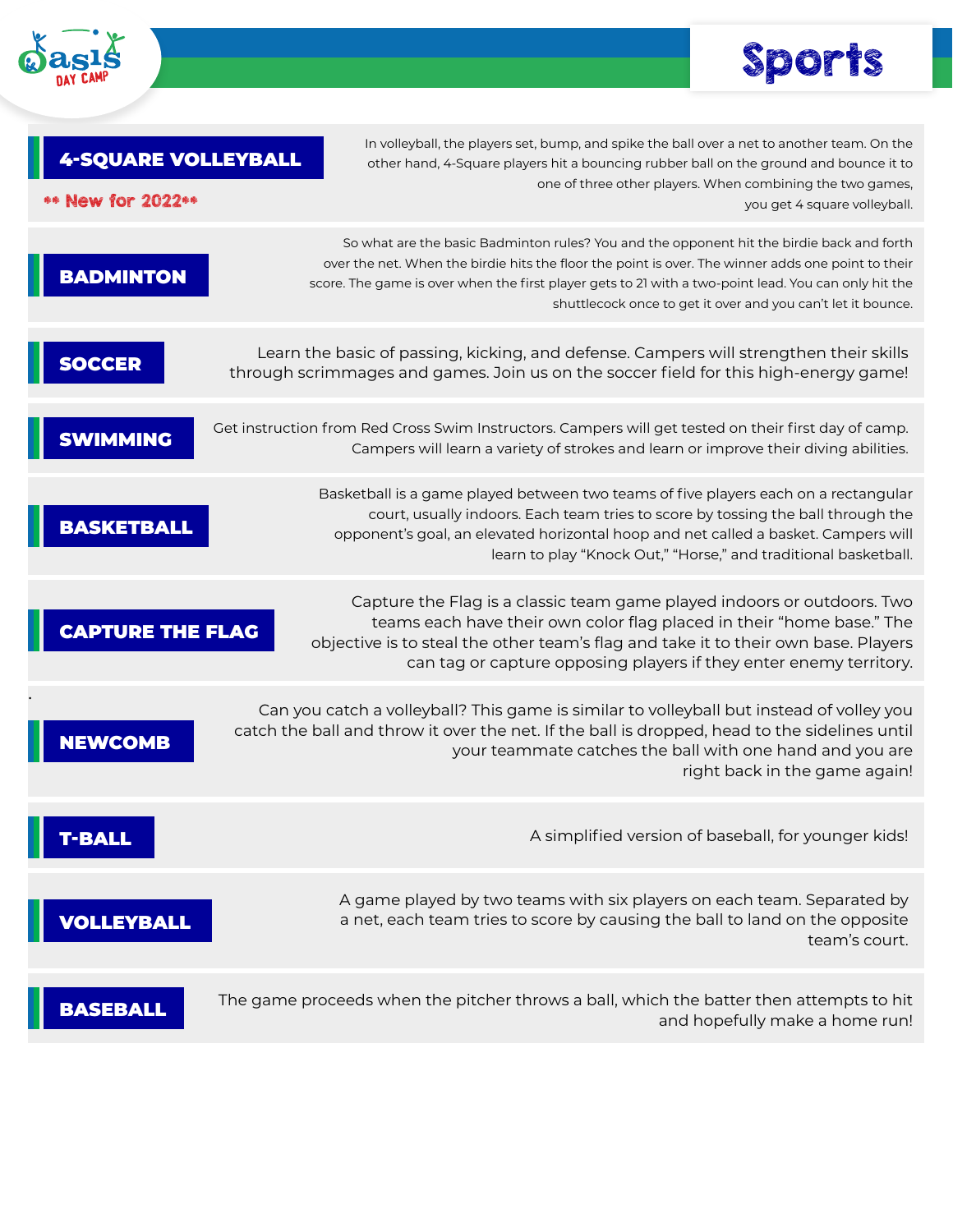# Sports

## 4-SQUARE VOLLEYBALL

** New for 2022**

In volleyball, the players set, bump, and spike the ball over a net to another team. On the other hand, 4-Square players hit a bouncing rubber ball on the ground and bounce it to one of three other players. When combining the two games, you get 4 square volleyball.

## BADMINTON

So what are the basic Badminton rules? You and the opponent hit the birdie back and forth over the net. When the birdie hits the floor the point is over. The winner adds one point to their score. The game is over when the first player gets to 21 with a two-point lead. You can only hit the shuttlecock once to get it over and you can't let it bounce.

## SOCCER

Learn the basic of passing, kicking, and defense. Campers will strengthen their skills through scrimmages and games. Join us on the soccer field for this high-energy game!

## SWIMMING

Get instruction from Red Cross Swim Instructors. Campers will get tested on their first day of camp. Campers will learn a variety of strokes and learn or improve their diving abilities.

## BASKETBALL

Basketball is a game played between two teams of five players each on a rectangular court, usually indoors. Each team tries to score by tossing the ball through the opponent's goal, an elevated horizontal hoop and net called a basket. Campers will learn to play "Knock Out," "Horse," and traditional basketball.

## CAPTURE THE FLAG

Capture the Flag is a classic team game played indoors or outdoors. Two teams each have their own color flag placed in their "home base." The objective is to steal the other team's flag and take it to their own base. Players can tag or capture opposing players if they enter enemy territory.

## NEWCOMB

Can you catch a volleyball? This game is similar to volleyball but instead of volley you catch the ball and throw it over the net. If the ball is dropped, head to the sidelines until your teammate catches the ball with one hand and you are right back in the game again!

## T-BALL

A simplified version of baseball, for younger kids!

## VOLLEYBALL

A game played by two teams with six players on each team. Separated by a net, each team tries to score by causing the ball to land on the opposite team's court.

## BASEBALL

The game proceeds when the pitcher throws a ball, which the batter then attempts to hit and hopefully make a home run!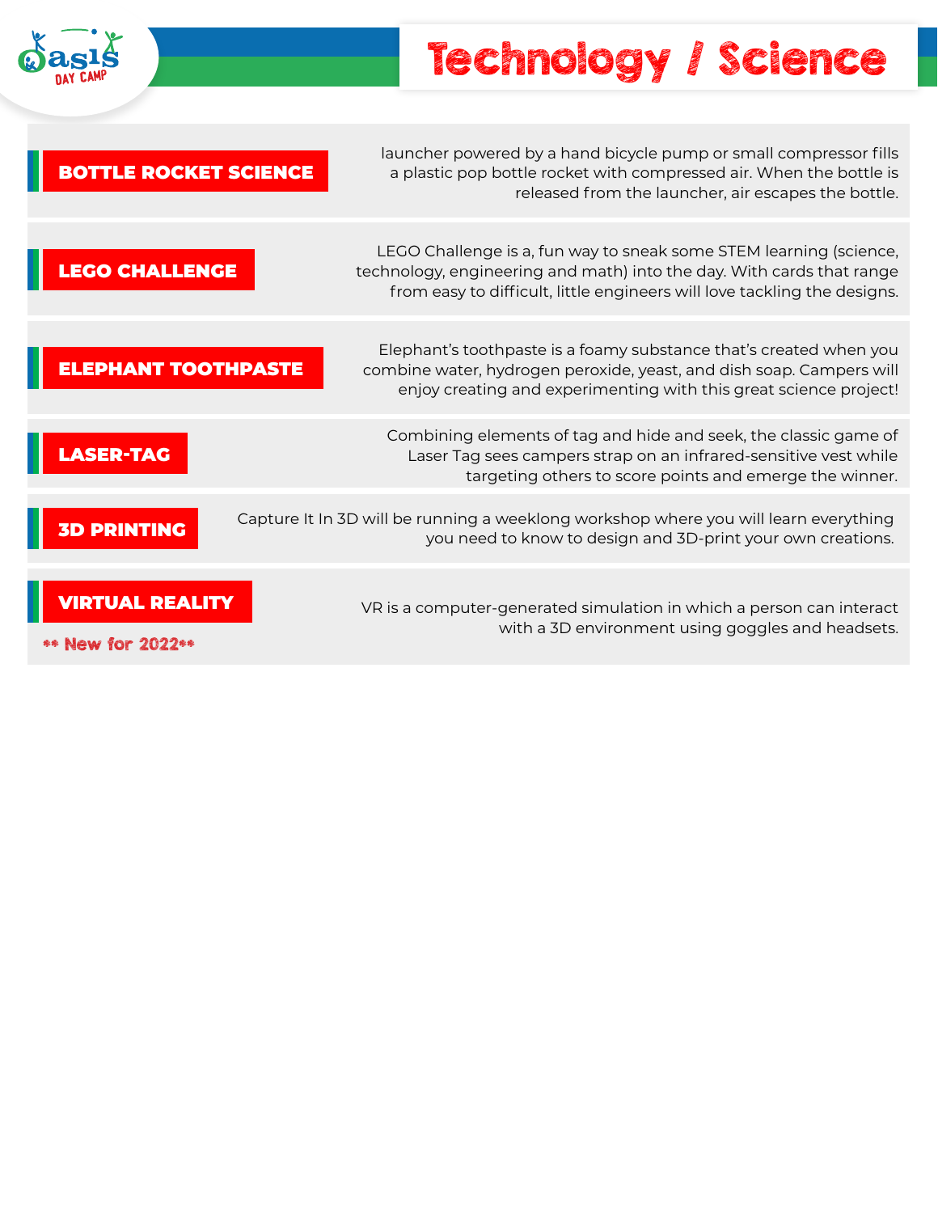# Technology / Science

## BOTTLE ROCKET SCIENCE

launcher powered by a hand bicycle pump or small compressor fills a plastic pop bottle rocket with compressed air. When the bottle is released from the launcher, air escapes the bottle.

## LEGO CHALLENGE

LEGO Challenge is a, fun way to sneak some STEM learning (science, technology, engineering and math) into the day. With cards that range from easy to difficult, little engineers will love tackling the designs.

## ELEPHANT TOOTHPASTE

Elephant's toothpaste is a foamy substance that's created when you combine water, hydrogen peroxide, yeast, and dish soap. Campers will enjoy creating and experimenting with this great science project!

## LASER-TAG

Combining elements of tag and hide and seek, the classic game of Laser Tag sees campers strap on an infrared-sensitive vest while targeting others to score points and emerge the winner.

## 3D PRINTING

Capture It In 3D will be running a weeklong workshop where you will learn everything you need to know to design and 3D-print your own creations.

## VIRTUAL REALITY

** New for 2022**

VR is a computer-generated simulation in which a person can interact with a 3D environment using goggles and headsets.